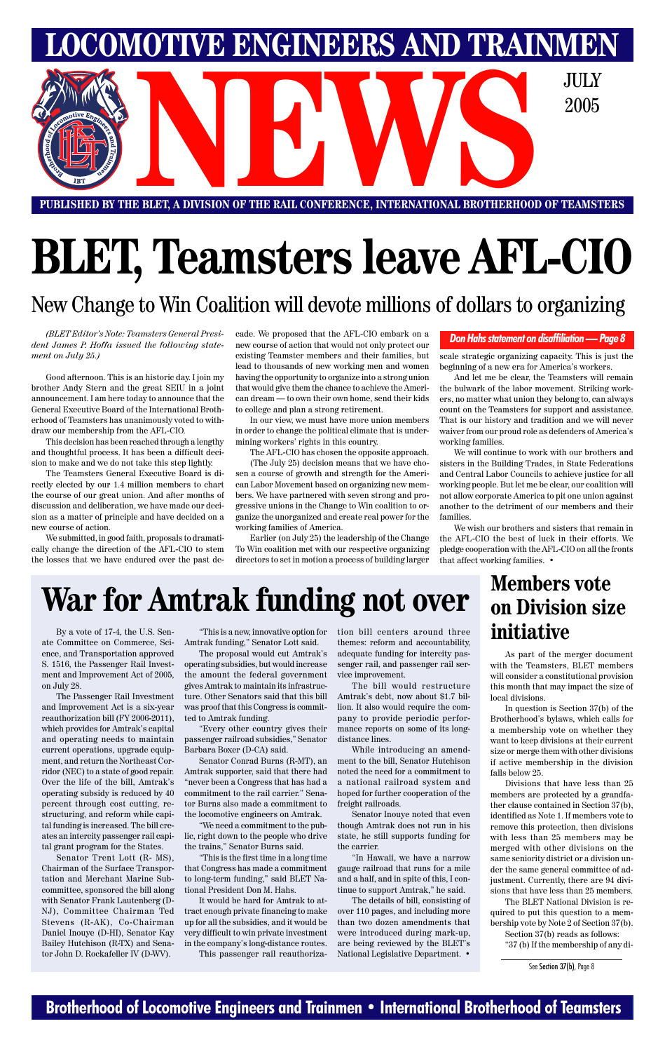# LOCOMOTIVE ENGINEERS AND TRAINMEN NEWS

JULY 2005

PUBLISHED BY THE BLET, A DIVISION OF THE RAIL CONFERENCE, INTERNATIONAL BROTHERHOOD OF TEAMSTERS

# BLET, Teamsters leave AFL-CIO

## New Change to Win Coalition will devote millions of dollars to organizing

*(BLET Editor's Note: Teamsters General President James P. Hoffa issued the following statement on July 25.)*

Good afternoon. This is an historic day. I join my brother Andy Stern and the great SEIU in a joint announcement. I am here today to announce that the General Executive Board of the International Brotherhood of Teamsters has unanimously voted to withdraw our membership from the AFL-CIO.

This decision has been reached through a lengthy and thoughtful process. It has been a difficult decision to make and we do not take this step lightly.

The Teamsters General Executive Board is directly elected by our 1.4 million members to chart the course of our great union. And after months of discussion and deliberation, we have made our decision as a matter of principle and have decided on a new course of action.

We submitted, in good faith, proposals to dramatically change the direction of the AFL-CIO to stem the losses that we have endured over the past decade. We proposed that the AFL-CIO embark on a new course of action that would not only protect our existing Teamster members and their families, but lead to thousands of new working men and women having the opportunity to organize into a strong union that would give them the chance to achieve the American dream — to own their own home, send their kids to college and plan a strong retirement.

In our view, we must have more union members in order to change the political climate that is undermining workers' rights in this country.

The AFL-CIO has chosen the opposite approach.

(The July 25) decision means that we have chosen a course of growth and strength for the American Labor Movement based on organizing new members. We have partnered with seven strong and progressive unions in the Change to Win coalition to organize the unorganized and create real power for the working families of America.

Earlier (on July 25) the leadership of the Change To Win coalition met with our respective organizing directors to set in motion a process of building larger scale strategic organizing capacity. This is just the beginning of a new era for America's workers.

And let me be clear, the Teamsters will remain the bulwark of the labor movement. Striking workers, no matter what union they belong to, can always count on the Teamsters for support and assistance. That is our history and tradition and we will never waiver from our proud role as defenders of America's working families.

We will continue to work with our brothers and sisters in the Building Trades, in State Federations and Central Labor Councils to achieve justice for all working people. But let me be clear, our coalition will not allow corporate America to pit one union against another to the detriment of our members and their families.

We wish our brothers and sisters that remain in the AFL-CIO the best of luck in their efforts. We pledge cooperation with the AFL-CIO on all the fronts that affect working families. •

***Don Hahs statement on disaffiliation — Page 8***

# War for Amtrak funding not over

By a vote of 17-4, the U.S. Senate Committee on Commerce, Science, and Transportation approved S. 1516, the Passenger Rail Investment and Improvement Act of 2005, on July 28.

The Passenger Rail Investment and Improvement Act is a six-year reauthorization bill (FY 2006-2011), which provides for Amtrak's capital and operating needs to maintain current operations, upgrade equipment, and return the Northeast Corridor (NEC) to a state of good repair. Over the life of the bill, Amtrak's operating subsidy is reduced by 40 percent through cost cutting, restructuring, and reform while capital funding is increased. The bill creates an intercity passenger rail capital grant program for the States.

Senator Trent Lott (R- MS), Chairman of the Surface Transportation and Merchant Marine Subcommittee, sponsored the bill along with Senator Frank Lautenberg (D-NJ), Committee Chairman Ted Stevens (R-AK), Co-Chairman Daniel Inouye (D-HI), Senator Kay Bailey Hutchison (R-TX) and Senator John D. Rockefeller IV (D-WV).

"This is a new, innovative option for Amtrak funding," Senator Lott said.

The proposal would cut Amtrak's operating subsidies, but would increase the amount the federal government gives Amtrak to maintain its infrastructure. Other Senators said that this bill was proof that this Congress is committed to Amtrak funding.

"Every other country gives their passenger railroad subsidies," Senator Barbara Boxer (D-CA) said.

Senator Conrad Burns (R-MT), an Amtrak supporter, said that there had "never been a Congress that has had a commitment to the rail carrier." Senator Burns also made a commitment to the locomotive engineers on Amtrak.

"We need a commitment to the public, right down to the people who drive the trains," Senator Burns said.

"This is the first time in a long time that Congress has made a commitment to long-term funding," said BLET National President Don M. Hahs.

It would be hard for Amtrak to attract enough private financing to make up for all the subsidies, and it would be very difficult to win private investment in the company's long-distance routes.

This passenger rail reauthorization bill centers around three themes: reform and accountability, adequate funding for intercity passenger rail, and passenger rail service improvement.

The bill would restructure Amtrak's debt, now about $1.7 billion. It also would require the company to provide periodic performance reports on some of its long-distance lines.

While introducing an amendment to the bill, Senator Hutchison noted the need for a commitment to a national railroad system and hoped for further cooperation of the freight railroads.

Senator Inouye noted that even though Amtrak does not run in his state, he still supports funding for the carrier.

"In Hawaii, we have a narrow gauge railroad that runs for a mile and a half, and in spite of this, I continue to support Amtrak," he said.

The details of bill, consisting of over 110 pages, and including more than two dozen amendments that were introduced during mark-up, are being reviewed by the BLET's National Legislative Department. •

# Members vote on Division size initiative

As part of the merger document with the Teamsters, BLET members will consider a constitutional provision this month that may impact the size of local divisions.

In question is Section 37(b) of the Brotherhood's bylaws, which calls for a membership vote on whether they want to keep divisions at their current size or merge them with other divisions if active membership in the division falls below 25.

Divisions that have less than 25 members are protected by a grandfather clause contained in Section 37(b), identified as Note 1. If members vote to remove this protection, then divisions with less than 25 members may be merged with other divisions on the same seniority district or a division under the same general committee of adjustment. Currently, there are 94 divisions that have less than 25 members.

The BLET National Division is required to put this question to a membership vote by Note 2 of Section 37(b).

Section 37(b) reads as follows:

"37 (b) If the membership of any di-

See **Section 37(b)**, Page 8

Brotherhood of Locomotive Engineers and Trainmen • International Brotherhood of Teamsters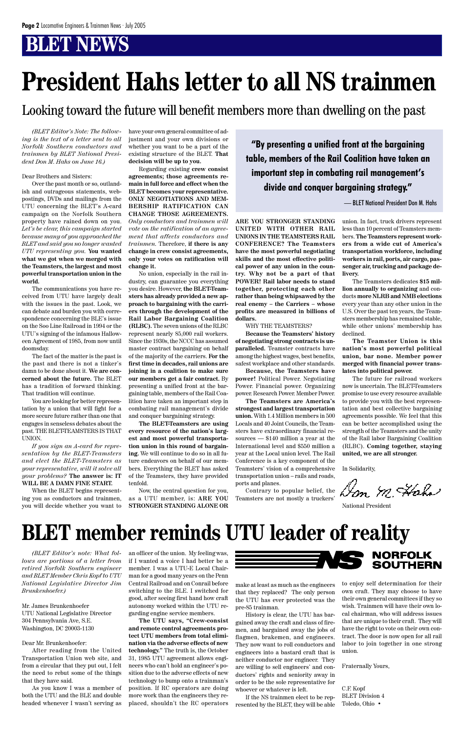# BLET NEWS

# President Hahs letter to all NS trainmen

## Looking toward the future will benefit members more than dwelling on the past

*(BLET Editor's Note: The following is the text of a letter sent to all Norfolk Southern conductors and trainmen by BLET National President Don M. Hahs on June 16.)*

Dear Brothers and Sisters:

Over the past month or so, outlandish and outrageous statements, web-postings, DVDs and mailings from the UTU concerning the BLET's A-card campaign on the Norfolk Southern property have rained down on you. *Let's be clear, this campaign started because many of you approached the BLET and said you no longer wanted UTU representing you.* **You wanted what we got when we merged with the Teamsters, the largest and most powerful transportation union in the world.**

The communications you have received from UTU have largely dealt with the issues in the past. Look, we can debate and burden you with correspondence concerning the BLE's issue on the Soo Line Railroad in 1994 or the UTU's signing of the infamous Halloween Agreement of 1985, from now until doomsday.

The fact of the matter is the past is the past and there is not a tinker's damn to be done about it. **We are concerned about the future.** The BLET has a tradition of forward thinking. That tradition will continue.

You are looking for better representation by a union that will fight for a more secure future rather than one that engages in senseless debates about the past. THE BLET-TEAMSTERS IS THAT UNION.

*If you sign an A-card for representation by the BLET-Teamsters and elect the BLET-Teamsters as your representative, will it solve all your problems?* **The answer is: IT WILL BE A DAMN FINE START.**

When the BLET begins representing you as conductors and trainmen, you will decide whether you want to have your own general committee of adjustment and your own divisions or whether you want to be a part of the existing structure of the BLET. **That decision will be up to you.**

Regarding existing **crew consist agreements; those agreements remain in full force and effect when the BLET becomes your representative. ONLY NEGOTIATIONS AND MEMBERSHIP RATIFICATION CAN CHANGE THOSE AGREEMENTS.** *Only conductors and trainmen will vote on the ratification of an agreement that affects conductors and trainmen.* Therefore, **if there is any change in crew consist agreements, only your votes on ratification will change it.**

No union, especially in the rail industry, can guarantee you everything you desire. However, **the BLET-Teamsters has already provided a new approach to bargaining with the carriers through the development of the Rail Labor Bargaining Coalition (RLBC).** The seven unions of the RLBC represent nearly 85,000 rail workers. Since the 1930s, the NCCC has assumed master contract bargaining on behalf of the majority of the carriers. **For the first time in decades, rail unions are joining in a coalition to make sure our members get a fair contract.** By presenting a unified front at the bargaining table, members of the Rail Coalition have taken an important step in combating rail management's divide and conquer bargaining strategy.

**The BLET-Teamsters are using every resource of the nation's largest and most powerful transportation union in this round of bargaining.** We will continue to do so in all future endeavors on behalf of our members. Everything the BLET has asked of the Teamsters, they have provided tenfold.

Now, the central question for you, as a UTU member, is: **ARE YOU STRONGER STANDING ALONE OR ARE YOU STRONGER STANDING UNITED WITH OTHER RAIL UNIONS IN THE TEAMSTERS RAIL CONFERENCE? The Teamsters have the most powerful negotiating skills and the most effective political power of any union in the country. Why not be a part of that POWER! Rail labor needs to stand together, protecting each other rather than being whipsawed by the real enemy – the Carriers – whose profits are measured in billions of dollars.**

> **"By presenting a unified front at the bargaining table, members of the Rail Coalition have taken an important step in combating rail management's divide and conquer bargaining strategy."**
>
> — BLET National President Don M. Hahs

WHY THE TEAMSTERS?

**Because the Teamsters' history of negotiating strong contracts is unparalleled.** Teamster contracts have among the highest wages, best benefits, safest workplace and other standards.

**Because, the Teamsters have power!** Political Power. Negotiating Power. Financial power. Organizing power. Research Power. Member Power.

**The Teamsters are America's strongest and largest transportation union.** With 1.4 Million members in 500 Locals and 40 Joint Councils, the Teamsters have extraordinary financial resources — $140 million a year at the International level and $550 million a year at the Local union level. The Rail Conference is a key component of the Teamsters' vision of a comprehensive transportation union – rails and roads, ports and planes.

Contrary to popular belief, the Teamsters are not mostly a truckers' union. In fact, truck drivers represent less than 10 percent of Teamsters members. **The Teamsters represent workers from a wide cut of America's transportation workforce, including workers in rail, ports, air cargo, passenger air, trucking and package delivery.**

The Teamsters dedicates **$15 million annually to organizing** and conducts **more NLRB and NMB elections** every year than any other union in the U.S. Over the past ten years, the Teamsters membership has remained stable, while other unions' membership has declined.

**The Teamster Union is this nation's most powerful political union, bar none. Member power merged with financial power translates into political power.**

The future for railroad workers now is uncertain. The BLET-Teamsters promise to use every resource available to provide you with the best representation and best collective bargaining agreements possible. We feel that this can be better accomplished using the strength of the Teamsters and the unity of the Rail Labor Bargaining Coalition (RLBC). **Coming together, staying united, we are all stronger.**

In Solidarity,

Don M. Hahs

National President

# BLET member reminds UTU leader of reality

*(BLET Editor's note: What follows are portions of a letter from retired Norfolk Southern engineer and BLET Member Chris Kopf to UTU National Legislative Director Jim Brunkenhoefer.)*

Mr. James Brunkenhoefer
UTU National Legislative Director
304 Pennsylvania Ave, S.E.
Washington, DC 20003-1130

Dear Mr. Brunkenhoefer:

After reading from the United Transportation Union web site, and from a circular that they put out, I felt the need to rebut some of the things that they have said.

As you know I was a member of both the UTU and the BLE and double headed whenever I wasn't serving as an officer of the union. My feeling was, if I wanted a voice I had better be a member. I was a UTU-E Local Chairman for a good many years on the Penn Central Railroad and on Conrail before switching to the BLE. I switched for good, after seeing first hand how craft autonomy worked within the UTU regarding engine service members.

**The UTU says, "Crew-consist and remote control agreements protect UTU members from total elimination via the adverse effects of new technology."** The truth is, the October 31, 1985 UTU agreement allows engineers who can't hold an engineer's position due to the adverse effects of new technology to bump onto a trainman's position. If RC operators are doing more work than the engineers they replaced, shouldn't the RC operators make at least as much as the engineers that they replaced? The only person the UTU has ever protected was the pre-85 trainman.

History is clear, the UTU has bargained away the craft and class of firemen, and bargained away the jobs of flagmen, brakemen, and engineers. They now want to roll conductors and engineers into a bastard craft that is neither conductor nor engineer. They are willing to sell engineers' and conductors' rights and seniority away in order to be the sole representative for whoever or whatever is left.

If the NS trainmen elect to be represented by the BLET, they will be able to enjoy self determination for their own craft. They may choose to have their own general committees if they so wish. Trainmen will have their own local chairman, who will address issues that are unique to their craft. They will have the right to vote on their own contract. The door is now open for all rail labor to join together in one strong union.

Fraternally Yours,

C.F. Kopf
BLET Division 4
Toledo, Ohio •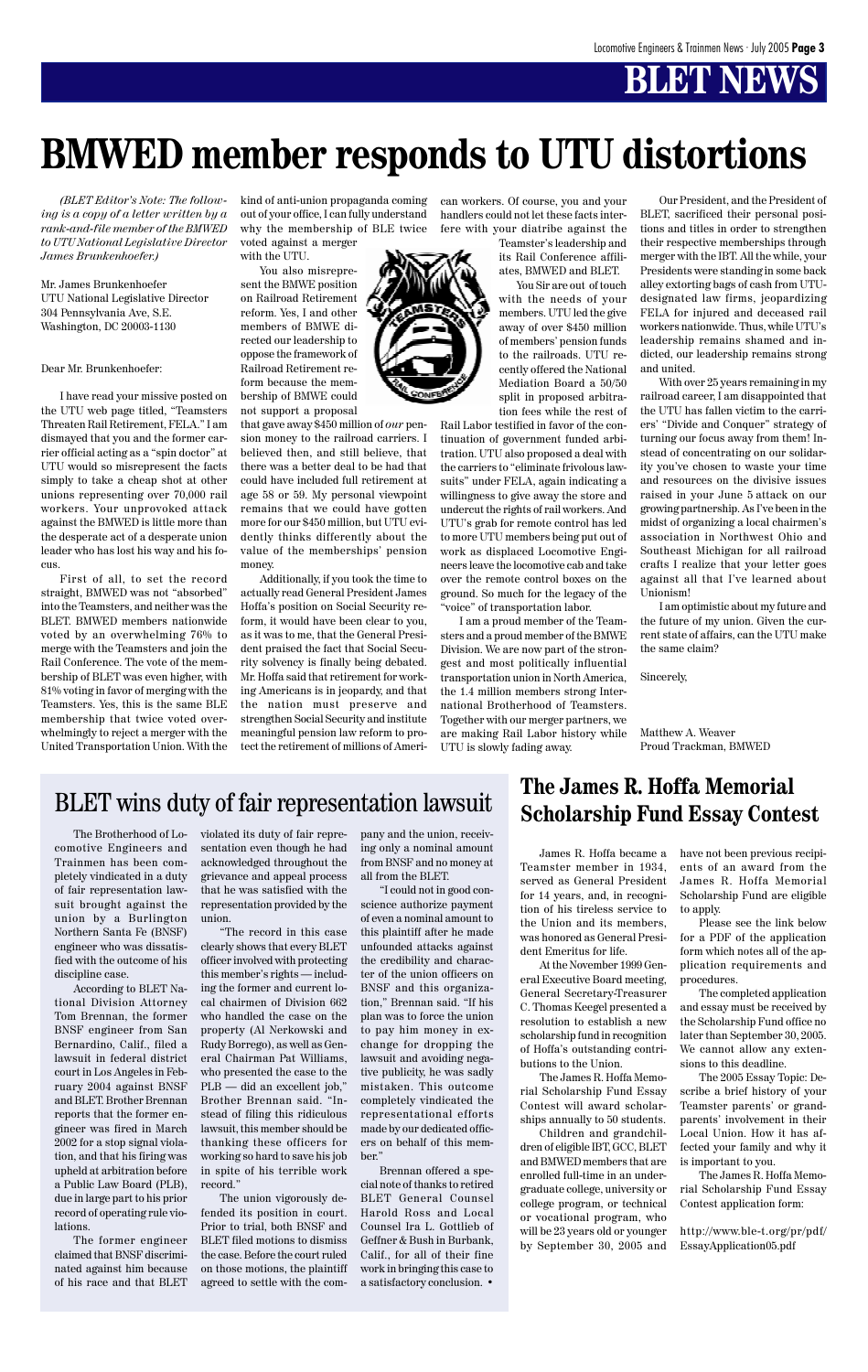# BMWED member responds to UTU distortions

*(BLET Editor's Note: The following is a copy of a letter written by a rank-and-file member of the BMWED to UTU National Legislative Director James Brunkenhoefer.)*

Mr. James Brunkenhoefer
UTU National Legislative Director
304 Pennsylvania Ave, S.E.
Washington, DC 20003-1130

Dear Mr. Brunkenhoefer:

I have read your missive posted on the UTU web page titled, "Teamsters Threaten Rail Retirement, FELA." I am dismayed that you and the former carrier official acting as a "spin doctor" at UTU would so misrepresent the facts simply to take a cheap shot at other unions representing over 70,000 rail workers. Your unprovoked attack against the BMWED is little more than the desperate act of a desperate union leader who has lost his way and his focus.

First of all, to set the record straight, BMWED was not "absorbed" into the Teamsters, and neither was the BLET. BMWED members nationwide voted by an overwhelming 76% to merge with the Teamsters and join the Rail Conference. The vote of the membership of BLET was even higher, with 81% voting in favor of merging with the Teamsters. Yes, this is the same BLE membership that twice voted overwhelmingly to reject a merger with the United Transportation Union. With the kind of anti-union propaganda coming out of your office, I can fully understand why the membership of BLE twice voted against a merger with the UTU.

You also misrepresent the BMWE position on Railroad Retirement reform. Yes, I and other members of BMWE directed our leadership to oppose the framework of Railroad Retirement reform because the membership of BMWE could not support a proposal that gave away $450 million of *our* pension money to the railroad carriers. I believed then, and still believe, that there was a better deal to be had that could have included full retirement at age 58 or 59. My personal viewpoint remains that we could have gotten more for our $450 million, but UTU evidently thinks differently about the value of the memberships' pension money.

Additionally, if you took the time to actually read General President James Hoffa's position on Social Security reform, it would have been clear to you, as it was to me, that the General President praised the fact that Social Security solvency is finally being debated. Mr. Hoffa said that retirement for working Americans is in jeopardy, and that the nation must preserve and strengthen Social Security and institute meaningful pension law reform to protect the retirement of millions of American workers. Of course, you and your handlers could not let these facts interfere with your diatribe against the Teamster's leadership and its Rail Conference affiliates, BMWED and BLET.

You Sir are out of touch with the needs of your members. UTU led the give away of over $450 million of members' pension funds to the railroads. UTU recently offered the National Mediation Board a 50/50 split in proposed arbitration fees while the rest of Rail Labor testified in favor of the continuation of government funded arbitration. UTU also proposed a deal with the carriers to "eliminate frivolous lawsuits" under FELA, again indicating a willingness to give away the store and undercut the rights of rail workers. And UTU's grab for remote control has led to more UTU members being put out of work as displaced Locomotive Engineers leave the locomotive cab and take over the remote control boxes on the ground. So much for the legacy of the "voice" of transportation labor.

I am a proud member of the Teamsters and a proud member of the BMWE Division. We are now part of the strongest and most politically influential transportation union in North America, the 1.4 million members strong International Brotherhood of Teamsters. Together with our merger partners, we are making Rail Labor history while UTU is slowly fading away.

Our President, and the President of BLET, sacrificed their personal positions and titles in order to strengthen their respective memberships through merger with the IBT. All the while, your Presidents were standing in some back alley extorting bags of cash from UTU-designated law firms, jeopardizing FELA for injured and deceased rail workers nationwide. Thus, while UTU's leadership remains shamed and indicted, our leadership remains strong and united.

With over 25 years remaining in my railroad career, I am disappointed that the UTU has fallen victim to the carriers' "Divide and Conquer" strategy of turning our focus away from them! Instead of concentrating on our solidarity you've chosen to waste your time and resources on the divisive issues raised in your June 5 attack on our growing partnership. As I've been in the midst of organizing a local chairmen's association in Northwest Ohio and Southeast Michigan for all railroad crafts I realize that your letter goes against all that I've learned about Unionism!

I am optimistic about my future and the future of my union. Given the current state of affairs, can the UTU make the same claim?

Sincerely,

Matthew A. Weaver
Proud Trackman, BMWED

## BLET wins duty of fair representation lawsuit

The Brotherhood of Locomotive Engineers and Trainmen has been completely vindicated in a duty of fair representation lawsuit brought against the union by a Burlington Northern Santa Fe (BNSF) engineer who was dissatisfied with the outcome of his discipline case.

According to BLET National Division Attorney Tom Brennan, the former BNSF engineer from San Bernardino, Calif., filed a lawsuit in federal district court in Los Angeles in February 2004 against BNSF and BLET. Brother Brennan reports that the former engineer was fired in March 2002 for a stop signal violation, and that his firing was upheld at arbitration before a Public Law Board (PLB), due in large part to his prior record of operating rule violations.

The former engineer claimed that BNSF discriminated against him because of his race and that BLET violated its duty of fair representation even though he had acknowledged throughout the grievance and appeal process that he was satisfied with the representation provided by the union.

"The record in this case clearly shows that every BLET officer involved with protecting this member's rights — including the former and current local chairmen of Division 662 who handled the case on the property (Al Nerkowski and Rudy Borrego), as well as General Chairman Pat Williams, who presented the case to the PLB — did an excellent job," Brother Brennan said. "Instead of filing this ridiculous lawsuit, this member should be thanking these officers for working so hard to save his job in spite of his terrible work record."

The union vigorously defended its position in court. Prior to trial, both BNSF and BLET filed motions to dismiss the case. Before the court ruled on those motions, the plaintiff agreed to settle with the company and the union, receiving only a nominal amount from BNSF and no money at all from the BLET.

"I could not in good conscience authorize payment of even a nominal amount to this plaintiff after he made unfounded attacks against the credibility and character of the union officers on BNSF and this organization," Brennan said. "If his plan was to force the union to pay him money in exchange for dropping the lawsuit and avoiding negative publicity, he was sadly mistaken. This outcome completely vindicated the representational efforts made by our dedicated officers on behalf of this member."

Brennan offered a special note of thanks to retired BLET General Counsel Harold Ross and Local Counsel Ira L. Gottlieb of Geffner & Bush in Burbank, Calif., for all of their fine work in bringing this case to a satisfactory conclusion. •

## The James R. Hoffa Memorial Scholarship Fund Essay Contest

James R. Hoffa became a Teamster member in 1934, served as General President for 14 years, and, in recognition of his tireless service to the Union and its members, was honored as General President Emeritus for life.

At the November 1999 General Executive Board meeting, General Secretary-Treasurer C. Thomas Keegel presented a resolution to establish a new scholarship fund in recognition of Hoffa's outstanding contributions to the Union.

The James R. Hoffa Memorial Scholarship Fund Essay Contest will award scholarships annually to 50 students.

Children and grandchildren of eligible IBT, GCC, BLET and BMWED members that are enrolled full-time in an undergraduate college, university or college program, or technical or vocational program, who will be 23 years old or younger by September 30, 2005 and have not been previous recipients of an award from the James R. Hoffa Memorial Scholarship Fund are eligible to apply.

Please see the link below for a PDF of the application form which notes all of the application requirements and procedures.

The completed application and essay must be received by the Scholarship Fund office no later than September 30, 2005. We cannot allow any extensions to this deadline.

The 2005 Essay Topic: Describe a brief history of your Teamster parents' or grandparents' involvement in their Local Union. How it has affected your family and why it is important to you.

The James R. Hoffa Memorial Scholarship Fund Essay Contest application form:

http://www.ble-t.org/pr/pdf/EssayApplication05.pdf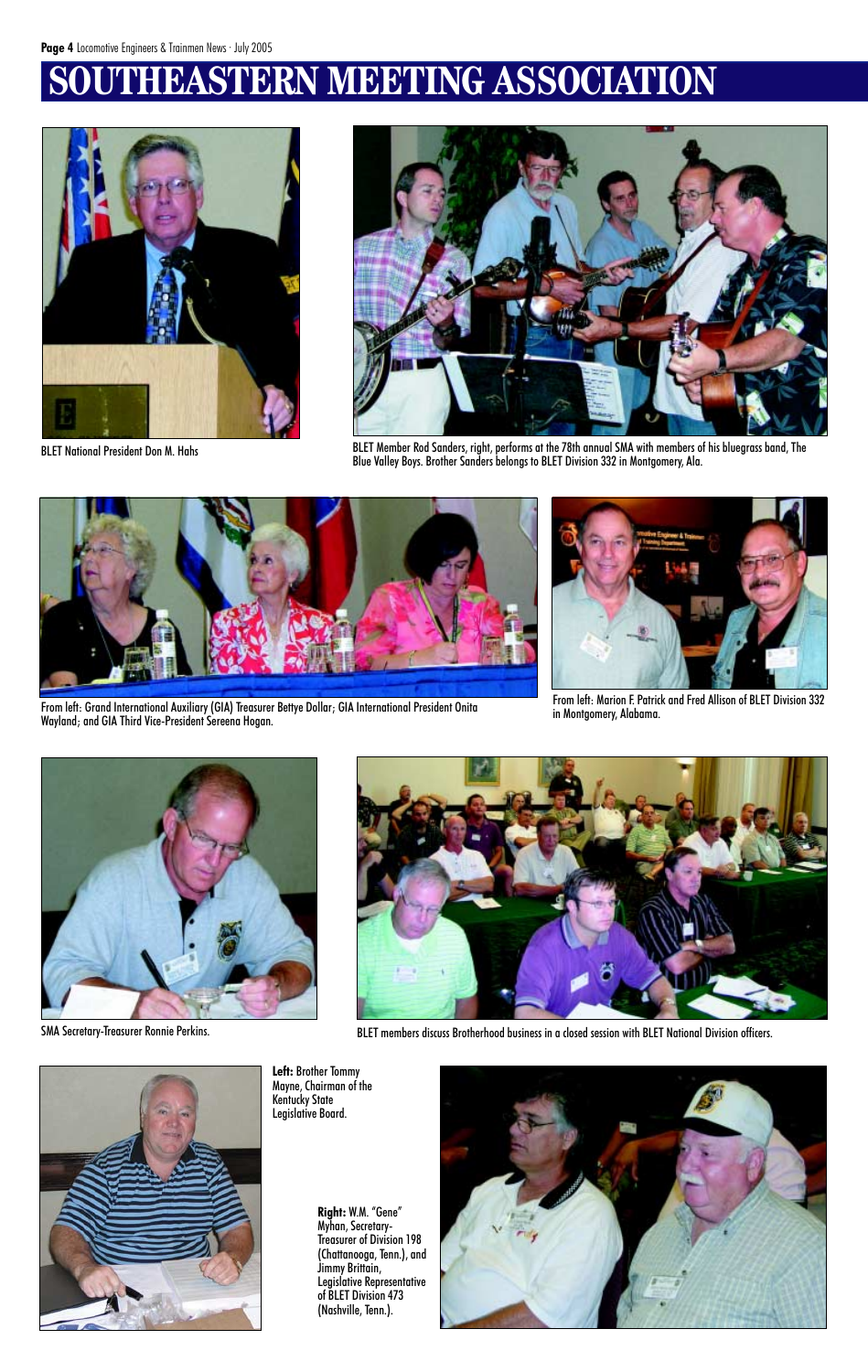# SOUTHEASTERN MEETING ASSOCIATION

BLET National President Don M. Hahs

BLET Member Rod Sanders, right, performs at the 78th annual SMA with members of his bluegrass band, The Blue Valley Boys. Brother Sanders belongs to BLET Division 332 in Montgomery, Ala.

From left: Grand International Auxiliary (GIA) Treasurer Bettye Dollar; GIA International President Onita Wayland; and GIA Third Vice-President Sereena Hogan.

From left: Marion F. Patrick and Fred Allison of BLET Division 332 in Montgomery, Alabama.

SMA Secretary-Treasurer Ronnie Perkins.

BLET members discuss Brotherhood business in a closed session with BLET National Division officers.

**Left:** Brother Tommy Mayne, Chairman of the Kentucky State Legislative Board.

**Right:** W.M. "Gene" Myhan, Secretary-Treasurer of Division 198 (Chattanooga, Tenn.), and Jimmy Brittain, Legislative Representative of BLET Division 473 (Nashville, Tenn.).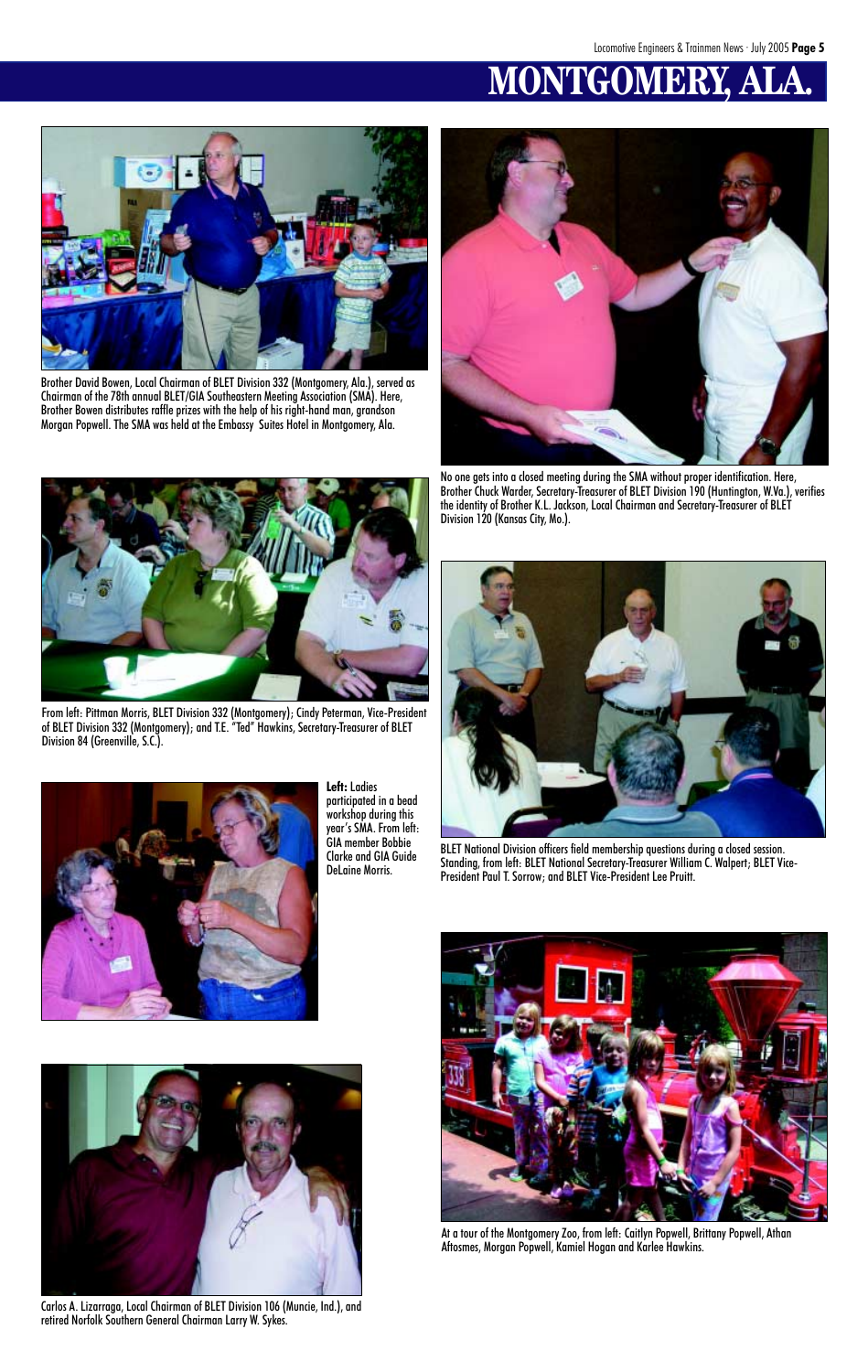# MONTGOMERY, ALA.

Brother David Bowen, Local Chairman of BLET Division 332 (Montgomery, Ala.), served as Chairman of the 78th annual BLET/GIA Southeastern Meeting Association (SMA). Here, Brother Bowen distributes raffle prizes with the help of his right-hand man, grandson Morgan Popwell. The SMA was held at the Embassy Suites Hotel in Montgomery, Ala.

No one gets into a closed meeting during the SMA without proper identification. Here, Brother Chuck Warder, Secretary-Treasurer of BLET Division 190 (Huntington, W.Va.), verifies the identity of Brother K.L. Jackson, Local Chairman and Secretary-Treasurer of BLET Division 120 (Kansas City, Mo.).

From left: Pittman Morris, BLET Division 332 (Montgomery); Cindy Peterman, Vice-President of BLET Division 332 (Montgomery); and T.E. "Ted" Hawkins, Secretary-Treasurer of BLET Division 84 (Greenville, S.C.).

BLET National Division officers field membership questions during a closed session. Standing, from left: BLET National Secretary-Treasurer William C. Walpert; BLET Vice-President Paul T. Sorrow; and BLET Vice-President Lee Pruitt.

**Left:** Ladies participated in a bead workshop during this year's SMA. From left: GIA member Bobbie Clarke and GIA Guide DeLaine Morris.

At a tour of the Montgomery Zoo, from left: Caitlyn Popwell, Brittany Popwell, Athan Aftosmes, Morgan Popwell, Kamiel Hogan and Karlee Hawkins.

Carlos A. Lizarraga, Local Chairman of BLET Division 106 (Muncie, Ind.), and retired Norfolk Southern General Chairman Larry W. Sykes.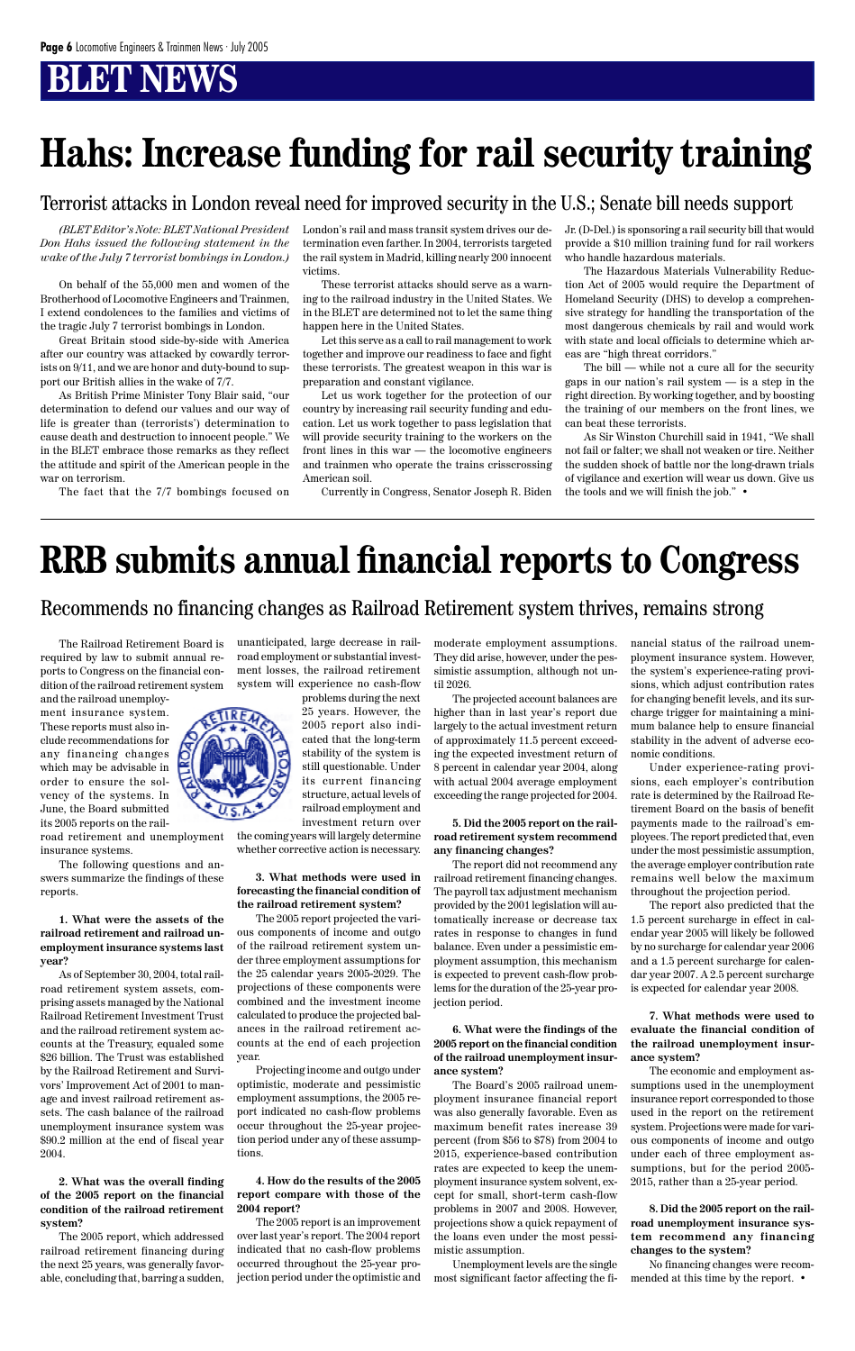# BLET NEWS

# Hahs: Increase funding for rail security training

## Terrorist attacks in London reveal need for improved security in the U.S.; Senate bill needs support

*(BLET Editor's Note: BLET National President Don Hahs issued the following statement in the wake of the July 7 terrorist bombings in London.)*

On behalf of the 55,000 men and women of the Brotherhood of Locomotive Engineers and Trainmen, I extend condolences to the families and victims of the tragic July 7 terrorist bombings in London.

Great Britain stood side-by-side with America after our country was attacked by cowardly terrorists on 9/11, and we are honor and duty-bound to support our British allies in the wake of 7/7.

As British Prime Minister Tony Blair said, "our determination to defend our values and our way of life is greater than (terrorists') determination to cause death and destruction to innocent people." We in the BLET embrace those remarks as they reflect the attitude and spirit of the American people in the war on terrorism.

The fact that the 7/7 bombings focused on London's rail and mass transit system drives our determination even farther. In 2004, terrorists targeted the rail system in Madrid, killing nearly 200 innocent victims.

These terrorist attacks should serve as a warning to the railroad industry in the United States. We in the BLET are determined not to let the same thing happen here in the United States.

Let this serve as a call to rail management to work together and improve our readiness to face and fight these terrorists. The greatest weapon in this war is preparation and constant vigilance.

Let us work together for the protection of our country by increasing rail security funding and education. Let us work together to pass legislation that will provide security training to the workers on the front lines in this war — the locomotive engineers and trainmen who operate the trains crisscrossing American soil.

Currently in Congress, Senator Joseph R. Biden Jr. (D-Del.) is sponsoring a rail security bill that would provide a $10 million training fund for rail workers who handle hazardous materials.

The Hazardous Materials Vulnerability Reduction Act of 2005 would require the Department of Homeland Security (DHS) to develop a comprehensive strategy for handling the transportation of the most dangerous chemicals by rail and would work with state and local officials to determine which areas are "high threat corridors."

The bill — while not a cure all for the security gaps in our nation's rail system — is a step in the right direction. By working together, and by boosting the training of our members on the front lines, we can beat these terrorists.

As Sir Winston Churchill said in 1941, "We shall not fail or falter; we shall not weaken or tire. Neither the sudden shock of battle nor the long-drawn trials of vigilance and exertion will wear us down. Give us the tools and we will finish the job." •

# RRB submits annual financial reports to Congress

## Recommends no financing changes as Railroad Retirement system thrives, remains strong

The Railroad Retirement Board is required by law to submit annual reports to Congress on the financial condition of the railroad retirement system and the railroad unemployment insurance system. These reports must also include recommendations for any financing changes which may be advisable in order to ensure the solvency of the systems. In June, the Board submitted its 2005 reports on the railroad retirement and unemployment insurance systems.

The following questions and answers summarize the findings of these reports.

**1. What were the assets of the railroad retirement and railroad unemployment insurance systems last year?**

As of September 30, 2004, total railroad retirement system assets, comprising assets managed by the National Railroad Retirement Investment Trust and the railroad retirement system accounts at the Treasury, equaled some $26 billion. The Trust was established by the Railroad Retirement and Survivors' Improvement Act of 2001 to manage and invest railroad retirement assets. The cash balance of the railroad unemployment insurance system was $90.2 million at the end of fiscal year 2004.

**2. What was the overall finding of the 2005 report on the financial condition of the railroad retirement system?**

The 2005 report, which addressed railroad retirement financing during the next 25 years, was generally favorable, concluding that, barring a sudden, unanticipated, large decrease in railroad employment or substantial investment losses, the railroad retirement system will experience no cash-flow problems during the next 25 years. However, the 2005 report also indicated that the long-term stability of the system is still questionable. Under its current financing structure, actual levels of railroad employment and investment return over the coming years will largely determine whether corrective action is necessary.

**3. What methods were used in forecasting the financial condition of the railroad retirement system?**

The 2005 report projected the various components of income and outgo of the railroad retirement system under three employment assumptions for the 25 calendar years 2005-2029. The projections of these components were combined and the investment income calculated to produce the projected balances in the railroad retirement accounts at the end of each projection year.

Projecting income and outgo under optimistic, moderate and pessimistic employment assumptions, the 2005 report indicated no cash-flow problems occur throughout the 25-year projection period under any of these assumptions.

**4. How do the results of the 2005 report compare with those of the 2004 report?**

The 2005 report is an improvement over last year's report. The 2004 report indicated that no cash-flow problems occurred throughout the 25-year projection period under the optimistic and moderate employment assumptions. They did arise, however, under the pessimistic assumption, although not until 2026.

The projected account balances are higher than in last year's report due largely to the actual investment return of approximately 11.5 percent exceeding the expected investment return of 8 percent in calendar year 2004, along with actual 2004 average employment exceeding the range projected for 2004.

**5. Did the 2005 report on the railroad retirement system recommend any financing changes?**

The report did not recommend any railroad retirement financing changes. The payroll tax adjustment mechanism provided by the 2001 legislation will automatically increase or decrease tax rates in response to changes in fund balance. Even under a pessimistic employment assumption, this mechanism is expected to prevent cash-flow problems for the duration of the 25-year projection period.

**6. What were the findings of the 2005 report on the financial condition of the railroad unemployment insurance system?**

The Board's 2005 railroad unemployment insurance financial report was also generally favorable. Even as maximum benefit rates increase 39 percent (from $56 to $78) from 2004 to 2015, experience-based contribution rates are expected to keep the unemployment insurance system solvent, except for small, short-term cash-flow problems in 2007 and 2008. However, projections show a quick repayment of the loans even under the most pessimistic assumption.

Unemployment levels are the single most significant factor affecting the financial status of the railroad unemployment insurance system. However, the system's experience-rating provisions, which adjust contribution rates for changing benefit levels, and its surcharge trigger for maintaining a minimum balance help to ensure financial stability in the advent of adverse economic conditions.

Under experience-rating provisions, each employer's contribution rate is determined by the Railroad Retirement Board on the basis of benefit payments made to the railroad's employees. The report predicted that, even under the most pessimistic assumption, the average employer contribution rate remains well below the maximum throughout the projection period.

The report also predicted that the 1.5 percent surcharge in effect in calendar year 2005 will likely be followed by no surcharge for calendar year 2006 and a 1.5 percent surcharge for calendar year 2007. A 2.5 percent surcharge is expected for calendar year 2008.

**7. What methods were used to evaluate the financial condition of the railroad unemployment insurance system?**

The economic and employment assumptions used in the unemployment insurance report corresponded to those used in the report on the retirement system. Projections were made for various components of income and outgo under each of three employment assumptions, but for the period 2005-2015, rather than a 25-year period.

**8. Did the 2005 report on the railroad unemployment insurance system recommend any financing changes to the system?**

No financing changes were recommended at this time by the report. •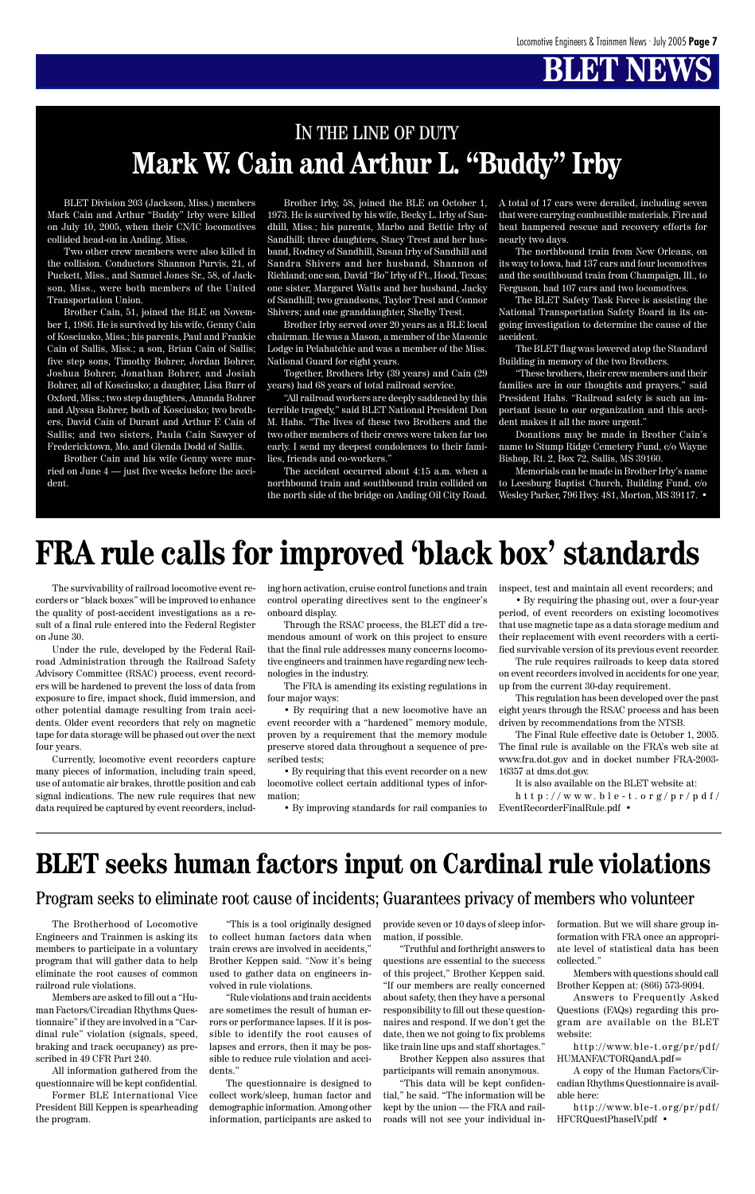# BLET NEWS

## IN THE LINE OF DUTY
# Mark W. Cain and Arthur L. "Buddy" Irby

BLET Division 203 (Jackson, Miss.) members Mark Cain and Arthur "Buddy" Irby were killed on July 10, 2005, when their CN/IC locomotives collided head-on in Anding, Miss.

Two other crew members were also killed in the collision. Conductors Shannon Purvis, 21, of Puckett, Miss., and Samuel Jones Sr., 58, of Jackson, Miss., were both members of the United Transportation Union.

Brother Cain, 51, joined the BLE on November 1, 1986. He is survived by his wife, Genny Cain of Kosciusko, Miss.; his parents, Paul and Frankie Cain of Sallis, Miss.; a son, Brian Cain of Sallis; five step sons, Timothy Bohrer, Jordan Bohrer, Joshua Bohrer, Jonathan Bohrer, and Josiah Bohrer, all of Kosciusko; a daughter, Lisa Burr of Oxford, Miss.; two step daughters, Amanda Bohrer and Alyssa Bohrer, both of Kosciusko; two brothers, David Cain of Durant and Arthur F. Cain of Sallis; and two sisters, Paula Cain Sawyer of Fredericktown, Mo. and Glenda Dodd of Sallis.

Brother Cain and his wife Genny were married on June 4 — just five weeks before the accident.

Brother Irby, 58, joined the BLE on October 1, 1973. He is survived by his wife, Becky L. Irby of Sandhill, Miss.; his parents, Marbo and Bettie Irby of Sandhill; three daughters, Stacy Trest and her husband, Rodney of Sandhill, Susan Irby of Sandhill and Sandra Shivers and her husband, Shannon of Richland; one son, David "Bo" Irby of Ft., Hood, Texas; one sister, Margaret Watts and her husband, Jacky of Sandhill; two grandsons, Taylor Trest and Connor Shivers; and one granddaughter, Shelby Trest.

Brother Irby served over 20 years as a BLE local chairman. He was a Mason, a member of the Masonic Lodge in Pelahatchie and was a member of the Miss. National Guard for eight years.

Together, Brothers Irby (39 years) and Cain (29 years) had 68 years of total railroad service.

"All railroad workers are deeply saddened by this terrible tragedy," said BLET National President Don M. Hahs. "The lives of these two Brothers and the two other members of their crews were taken far too early. I send my deepest condolences to their families, friends and co-workers."

The accident occurred about 4:15 a.m. when a northbound train and southbound train collided on the north side of the bridge on Anding Oil City Road. A total of 17 cars were derailed, including seven that were carrying combustible materials. Fire and heat hampered rescue and recovery efforts for nearly two days.

The northbound train from New Orleans, on its way to Iowa, had 137 cars and four locomotives and the southbound train from Champaign, Ill., to Ferguson, had 107 cars and two locomotives.

The BLET Safety Task Force is assisting the National Transportation Safety Board in its ongoing investigation to determine the cause of the accident.

The BLET flag was lowered atop the Standard Building in memory of the two Brothers.

"These brothers, their crew members and their families are in our thoughts and prayers," said President Hahs. "Railroad safety is such an important issue to our organization and this accident makes it all the more urgent."

Donations may be made in Brother Cain's name to Stump Ridge Cemetery Fund, c/o Wayne Bishop, Rt. 2, Box 72, Sallis, MS 39160.

Memorials can be made in Brother Irby's name to Leesburg Baptist Church, Building Fund, c/o Wesley Parker, 796 Hwy. 481, Morton, MS 39117. •

# FRA rule calls for improved 'black box' standards

The survivability of railroad locomotive event recorders or "black boxes" will be improved to enhance the quality of post-accident investigations as a result of a final rule entered into the Federal Register on June 30.

Under the rule, developed by the Federal Railroad Administration through the Railroad Safety Advisory Committee (RSAC) process, event recorders will be hardened to prevent the loss of data from exposure to fire, impact shock, fluid immersion, and other potential damage resulting from train accidents. Older event recorders that rely on magnetic tape for data storage will be phased out over the next four years.

Currently, locomotive event recorders capture many pieces of information, including train speed, use of automatic air brakes, throttle position and cab signal indications. The new rule requires that new data required be captured by event recorders, including horn activation, cruise control functions and train control operating directives sent to the engineer's onboard display.

Through the RSAC process, the BLET did a tremendous amount of work on this project to ensure that the final rule addresses many concerns locomotive engineers and trainmen have regarding new technologies in the industry.

The FRA is amending its existing regulations in four major ways:

- By requiring that a new locomotive have an event recorder with a "hardened" memory module, proven by a requirement that the memory module preserve stored data throughout a sequence of prescribed tests;
- By requiring that this event recorder on a new locomotive collect certain additional types of information;
- By improving standards for rail companies to inspect, test and maintain all event recorders; and
- By requiring the phasing out, over a four-year period, of event recorders on existing locomotives that use magnetic tape as a data storage medium and their replacement with event recorders with a certified survivable version of its previous event recorder.

The rule requires railroads to keep data stored on event recorders involved in accidents for one year, up from the current 30-day requirement.

This regulation has been developed over the past eight years through the RSAC process and has been driven by recommendations from the NTSB.

The Final Rule effective date is October 1, 2005. The final rule is available on the FRA's web site at www.fra.dot.gov and in docket number FRA-2003-16357 at dms.dot.gov.

It is also available on the BLET website at: http://www.ble-t.org/pr/pdf/EventRecorderFinalRule.pdf •

# BLET seeks human factors input on Cardinal rule violations

## Program seeks to eliminate root cause of incidents; Guarantees privacy of members who volunteer

The Brotherhood of Locomotive Engineers and Trainmen is asking its members to participate in a voluntary program that will gather data to help eliminate the root causes of common railroad rule violations.

Members are asked to fill out a "Human Factors/Circadian Rhythms Questionnaire" if they are involved in a "Cardinal rule" violation (signals, speed, braking and track occupancy) as prescribed in 49 CFR Part 240.

All information gathered from the questionnaire will be kept confidential.

Former BLE International Vice President Bill Keppen is spearheading the program.

"This is a tool originally designed to collect human factors data when train crews are involved in accidents," Brother Keppen said. "Now it's being used to gather data on engineers involved in rule violations.

"Rule violations and train accidents are sometimes the result of human errors or performance lapses. If it is possible to identify the root causes of lapses and errors, then it may be possible to reduce rule violation and accidents."

The questionnaire is designed to collect work/sleep, human factor and demographic information. Among other information, participants are asked to provide seven or 10 days of sleep information, if possible.

"Truthful and forthright answers to questions are essential to the success of this project," Brother Keppen said. "If our members are really concerned about safety, then they have a personal responsibility to fill out these questionnaires and respond. If we don't get the date, then we are not going to fix problems like train line ups and staff shortages."

Brother Keppen also assures that participants will remain anonymous.

"This data will be kept confidential," he said. "The information will be kept by the union — the FRA and railroads will not see your individual information. But we will share group information with FRA once an appropriate level of statistical data has been collected."

Members with questions should call Brother Keppen at: (866) 573-9094.

Answers to Frequently Asked Questions (FAQs) regarding this program are available on the BLET website:

http://www.ble-t.org/pr/pdf/HUMANFACTORQandA.pdf=

A copy of the Human Factors/Circadian Rhythms Questionnaire is available here:

http://www.ble-t.org/pr/pdf/HFCRQuestPhaseIV.pdf •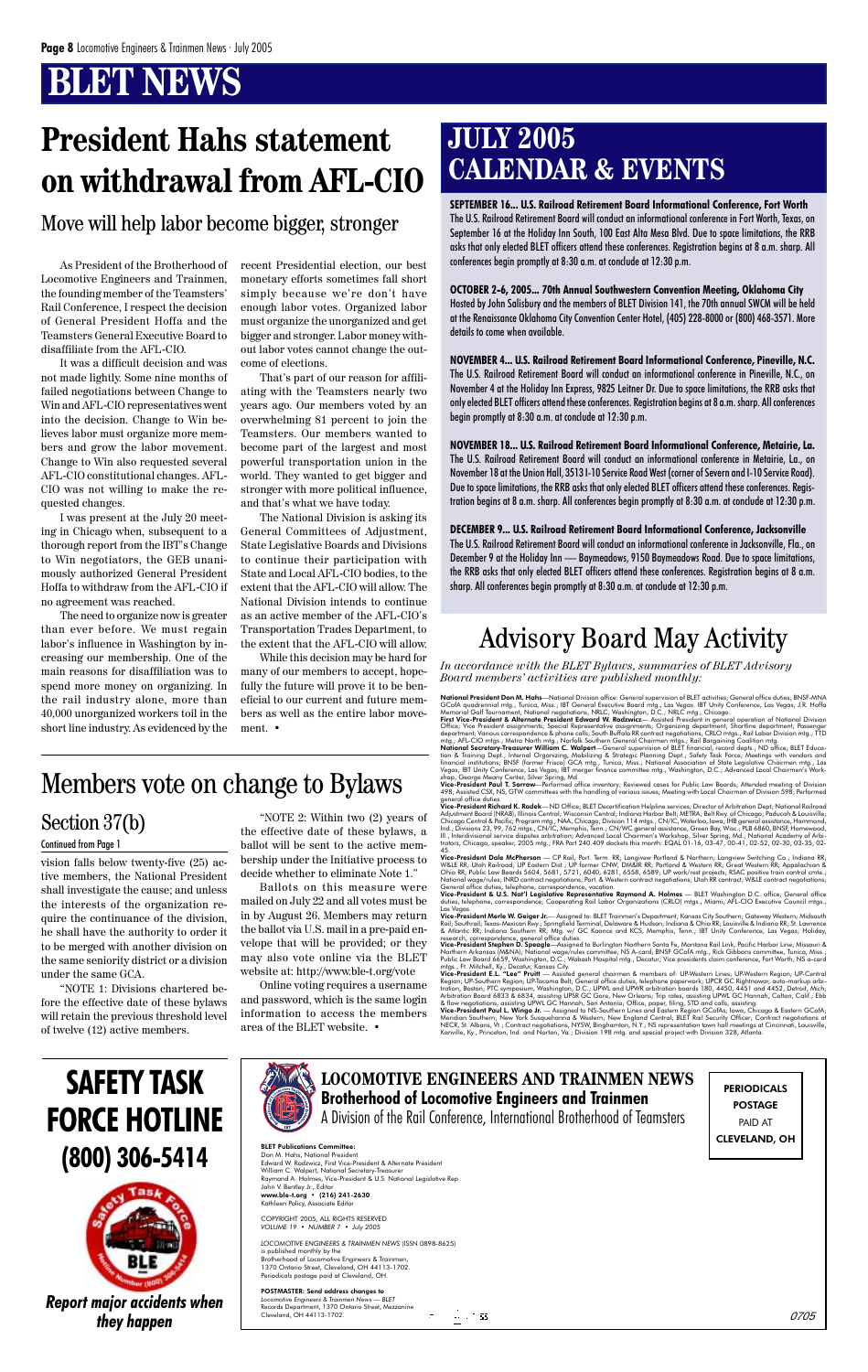# BLET NEWS

## President Hahs statement on withdrawal from AFL-CIO

### Move will help labor become bigger, stronger

As President of the Brotherhood of Locomotive Engineers and Trainmen, the founding member of the Teamsters' Rail Conference, I respect the decision of General President Hoffa and the Teamsters General Executive Board to disaffiliate from the AFL-CIO.

It was a difficult decision and was not made lightly. Some nine months of failed negotiations between Change to Win and AFL-CIO representatives went into the decision. Change to Win believes labor must organize more members and grow the labor movement. Change to Win also requested several AFL-CIO constitutional changes. AFL-CIO was not willing to make the requested changes.

I was present at the July 20 meeting in Chicago when, subsequent to a thorough report from the IBT's Change to Win negotiators, the GEB unanimously authorized General President Hoffa to withdraw from the AFL-CIO if no agreement was reached.

The need to organize now is greater than ever before. We must regain labor's influence in Washington by increasing our membership. One of the main reasons for disaffiliation was to spend more money on organizing. In the rail industry alone, more than 40,000 unorganized workers toil in the short line industry. As evidenced by the recent Presidential election, our best monetary efforts sometimes fall short simply because we're don't have enough labor votes. Organized labor must organize the unorganized and get bigger and stronger. Labor money without labor votes cannot change the outcome of elections.

That's part of our reason for affiliating with the Teamsters nearly two years ago. Our members voted by an overwhelming 81 percent to join the Teamsters. Our members wanted to become part of the largest and most powerful transportation union in the world. They wanted to get bigger and stronger with more political influence, and that's what we have today.

The National Division is asking its General Committees of Adjustment, State Legislative Boards and Divisions to continue their participation with State and Local AFL-CIO bodies, to the extent that the AFL-CIO will allow. The National Division intends to continue as an active member of the AFL-CIO's Transportation Trades Department, to the extent that the AFL-CIO will allow.

While this decision may be hard for many of our members to accept, hopefully the future will prove it to be beneficial to our current and future members as well as the entire labor movement. •

## JULY 2005 CALENDAR & EVENTS

**SEPTEMBER 16... U.S. Railroad Retirement Board Informational Conference, Fort Worth**
The U.S. Railroad Retirement Board will conduct an informational conference in Fort Worth, Texas, on September 16 at the Holiday Inn South, 100 East Alta Mesa Blvd. Due to space limitations, the RRB asks that only elected BLET officers attend these conferences. Registration begins at 8 a.m. sharp. All conferences begin promptly at 8:30 a.m. at conclude at 12:30 p.m.

**OCTOBER 2-6, 2005... 70th Annual Southwestern Convention Meeting, Oklahoma City**
Hosted by John Salisbury and the members of BLET Division 141, the 70th annual SWCM will be held at the Renaissance Oklahoma City Convention Center Hotel, (405) 228-8000 or (800) 468-3571. More details to come when available.

**NOVEMBER 4... U.S. Railroad Retirement Board Informational Conference, Pineville, N.C.**
The U.S. Railroad Retirement Board will conduct an informational conference in Pineville, N.C., on November 4 at the Holiday Inn Express, 9825 Leitner Dr. Due to space limitations, the RRB asks that only elected BLET officers attend these conferences. Registration begins at 8 a.m. sharp. All conferences begin promptly at 8:30 a.m. at conclude at 12:30 p.m.

**NOVEMBER 18... U.S. Railroad Retirement Board Informational Conference, Metairie, La.**
The U.S. Railroad Retirement Board will conduct an informational conference in Metairie, La., on November 18 at the Union Hall, 3513 I-10 Service Road West (corner of Severn and I-10 Service Road). Due to space limitations, the RRB asks that only elected BLET officers attend these conferences. Registration begins at 8 a.m. sharp. All conferences begin promptly at 8:30 a.m. at conclude at 12:30 p.m.

**DECEMBER 9... U.S. Railroad Retirement Board Informational Conference, Jacksonville**
The U.S. Railroad Retirement Board will conduct an informational conference in Jacksonville, Fla., on December 9 at the Holiday Inn — Baymeadows, 9150 Baymeadows Road. Due to space limitations, the RRB asks that only elected BLET officers attend these conferences. Registration begins at 8 a.m. sharp. All conferences begin promptly at 8:30 a.m. at conclude at 12:30 p.m.

## Advisory Board May Activity

*In accordance with the BLET Bylaws, summaries of BLET Advisory Board members' activities are published monthly:*

**National President Don M. Hahs**—National Division office: General supervision of BLET activities; General office duties; BNSF-MNA GCofA quadrennial mtg., Tunica, Miss.; IBT General Executive Board mtg., Las Vegas. IBT Unity Conference, Las Vegas; J.R. Hoffa Memorial Golf Tournament; National negotiations, NRLC, Washington, D.C.; NRLC mtg., Chicago.

**First Vice-President & Alternate President Edward W. Rodzwicz**— Assisted President in general operation of National Division Office; Vice President assignments; Special Representative assignments; Organizing department; Shortline department, Passenger department; Various correspondence & phone calls; South Buffalo RR contract negotiations; CRLO mtgs., Rail Labor Division mtg.; TTD mtg.; AFL-CIO mtgs.; Metro North mtg.; Norfolk Southern General Chairmen mtgs.; Rail Bargaining Coalition mtg.

**National Secretary-Treasurer William C. Walpert**—General supervision of BLET financial, record depts.; ND office; BLET Education & Training Dept.; Internal Organizing, Mobilizing & Strategic Planning Dept.; Safety Task Force; Meetings with vendors and financial institutions; BNSF (former Frisco) GCA mtg., Tunica, Miss.; National Association of State Legislative Chairmen mtg., Las Vegas; IBT Unity Conference, Las Vegas; IBT merger finance committee mtg., Washington, D.C.; Advanced Local Chairman's Workshop, George Meany Center, Silver Spring, Md.

**Vice-President Paul T. Sorrow**—Performed office inventory; Reviewed cases for Public Law Boards; Attended meeting of Division 498; Assisted CSX, NS, GTW committees with the handling of various issues; Meeting with Local Chairmen of Division 598; Performed general office duties.

**Vice-President Richard K. Radek**— ND Office; BLET Decertification Helpline services; Director of Arbitration Dept; National Railroad Adjustment Board (NRAB); Illinois Central; Wisconsin Central; Indiana Harbor Belt; METRA; Belt Rwy. of Chicago; Paducah & Louisville, Chicago Central & Pacific; Program mtg., NAA, Chicago, Division 114 mtgs., CN/IC, Waterloo, Iowa; IHB general assistance, Hammond, Ind., Divisions 23, 99, 762 mtgs., CN/IC, Memphis, Tenn.; CN/WC general assistance, Green Bay, Wisc.; PLB 6860, BNSF, Homewood, Ill., Interdivisional service disputes arbitration; Advanced Local Chairman's Workshop, Silver Spring, Md.; National Academy of Arbitrators, Chicago, speaker, 2005 mtg.; FRA Part 240.409 dockets this month: EQAL 01-16, 03-47, 00-41, 02-52, 02-30, 03-35, 02-45.

**Vice-President Dale McPherson** — CP Rail; Port. Term. RR; Longview Portland & Northern; Longview Switching Co.; Indiana RR; W&LE RR; Utah Railroad; UP Eastern Dist.; UP former CNW; DM&IR RR; Portland & Western RR; Great Western RR; Appalachian & Ohio RR; Public Law Boards 5604, 5681, 5721, 6040, 6281, 6558, 6589; UP work/rest projects; RSAC positive train control cmte.; National wage/rules, INRD contract negotiations; Port. & Western contract negotiations; Utah RR contract; W&LE contract negotiations; General office duties, telephone, correspondence, vacation.

**Vice-President & U.S. Nat'l Legislative Representative Raymond A. Holmes** — BLET Washington D.C. office; General office duties, telephone, correspondence; Cooperating Rail Labor Organizations (CRLO) mtgs., Miami; AFL-CIO Executive Council mtgs., Las Vegas.

**Vice-President Merle W. Geiger Jr.**— Assigned to: BLET Trainmen's Department; Kansas City Southern; Gateway Western; Midsouth Rail; Southrail; Texas-Mexican Rwy.; Springfield Terminal, Delaware & Hudson; Indiana & Ohio RR; Louisville & Indiana RR; St. Lawrence & Atlantic RR; Indiana Southern RR; Mtg. w/ GC Koonce and KCS, Memphis, Tenn.; IBT Unity Conference, Las Vegas; Holiday, research, correspondence, general office duties.

**Vice-President Stephen D. Speagle**—Assigned to Burlington Northern Santa Fe, Montana Rail Link, Pacific Harbor Line; Missouri & Northern Arkansas (M&NA); National wage/rules committee; NS A-card; BNSF GCofA mtg., Rick Gibbons committee, Tunica, Miss.; Public Law Board 6659, Washington, D.C.; Wabash Hospital mtg., Decatur; Vice presidents claim conference, Fort Worth; NS a-card mtgs., Ft. Mitchell, Ky., Decatur, Kansas City.

**Vice-President E.L. "Lee" Pruitt** — Assisted general chairmen & members of: UP-Western Lines; UP-Western Region; UP-Central Region; UP-Southern Region; UP-Tacoma Belt; General office duties, telephone paperwork; UPCR GC Rightnowar, auto-markup arbitration, Boston; PTC symposium, Washington, D.C.; UPWL and UPWR arbitration boards 180, 4450, 4451 and 4452, Detroit, Mich; Arbitration Board 6833 & 6834, assisting UPSR GC Gore, New Orleans; Trip rates, assisting UPWL GC Hannah, Colton, Calif.; Ebb & flow negotiations, assisting UPWL GC Hannah, San Antonio; Office, paper, filing, STD and calls, assisting.

**Vice-President Paul L. Wingo Jr.** — Assigned to NS-Southern Lines and Eastern Region GCofAs; Iowa, Chicago & Eastern GCofA; Meridian Southern; New York Susquehanna & Western; New England Central; BLET Rail Security Officer; Contract negotiations at NECR, St. Albans, Vt.; Contract negotiations, NYSW, Binghamton, N.Y.; NS representation town hall meetings at Cincinnati, Louisville, Kanville, Ky., Princeton, Ind. and Norton, Va.; Division 198 mtg. and special project with Division 328, Atlanta.

## Members vote on change to Bylaws

### Section 37(b)

Continued from Page 1

vision falls below twenty-five (25) active members, the National President shall investigate the cause; and unless the interests of the organization require the continuance of the division, he shall have the authority to order it to be merged with another division on the same seniority district or a division under the same GCA.

"NOTE 1: Divisions chartered before the effective date of these bylaws will retain the previous threshold level of twelve (12) active members.

"NOTE 2: Within two (2) years of the effective date of these bylaws, a ballot will be sent to the active membership under the Initiative process to decide whether to eliminate Note 1."

Ballots on this measure were mailed on July 22 and all votes must be in by August 26. Members may return the ballot via U.S. mail in a pre-paid envelope that will be provided; or they may also vote online via the BLET website at: http://www.ble-t.org/vote

Online voting requires a username and password, which is the same login information to access the members area of the BLET website. •

## SAFETY TASK FORCE HOTLINE (800) 306-5414

*Report major accidents when they happen*

## LOCOMOTIVE ENGINEERS AND TRAINMEN NEWS

**Brotherhood of Locomotive Engineers and Trainmen**

A Division of the Rail Conference, International Brotherhood of Teamsters

**BLET Publications Committee:**
Don M. Hahs, National President
Edward W. Rodzwicz, First Vice-President & Alternate President
William C. Walpert, National Secretary-Treasurer
Raymond A. Holmes, Vice-President & U.S. National Legislative Rep.
John V. Bentley Jr., Editor
**www.ble-t.org • (216) 241-2630**
Kathleen Policy, Associate Editor

COPYRIGHT 2005, ALL RIGHTS RESERVED
*VOLUME 19 • NUMBER 7 • July 2005*

*LOCOMOTIVE ENGINEERS & TRAINMEN NEWS* (ISSN 0898-8625) is published monthly by the Brotherhood of Locomotive Engineers & Trainmen, 1370 Ontario Street, Cleveland, OH 44113-1702. Periodicals postage paid at Cleveland, OH.

**POSTMASTER: Send address changes to** *Locomotive Engineers & Trainmen News — BLET* Records Department, 1370 Ontario Street, Mezzanine Cleveland, OH 44113-1702.

**PERIODICALS POSTAGE PAID AT CLEVELAND, OH**

0705